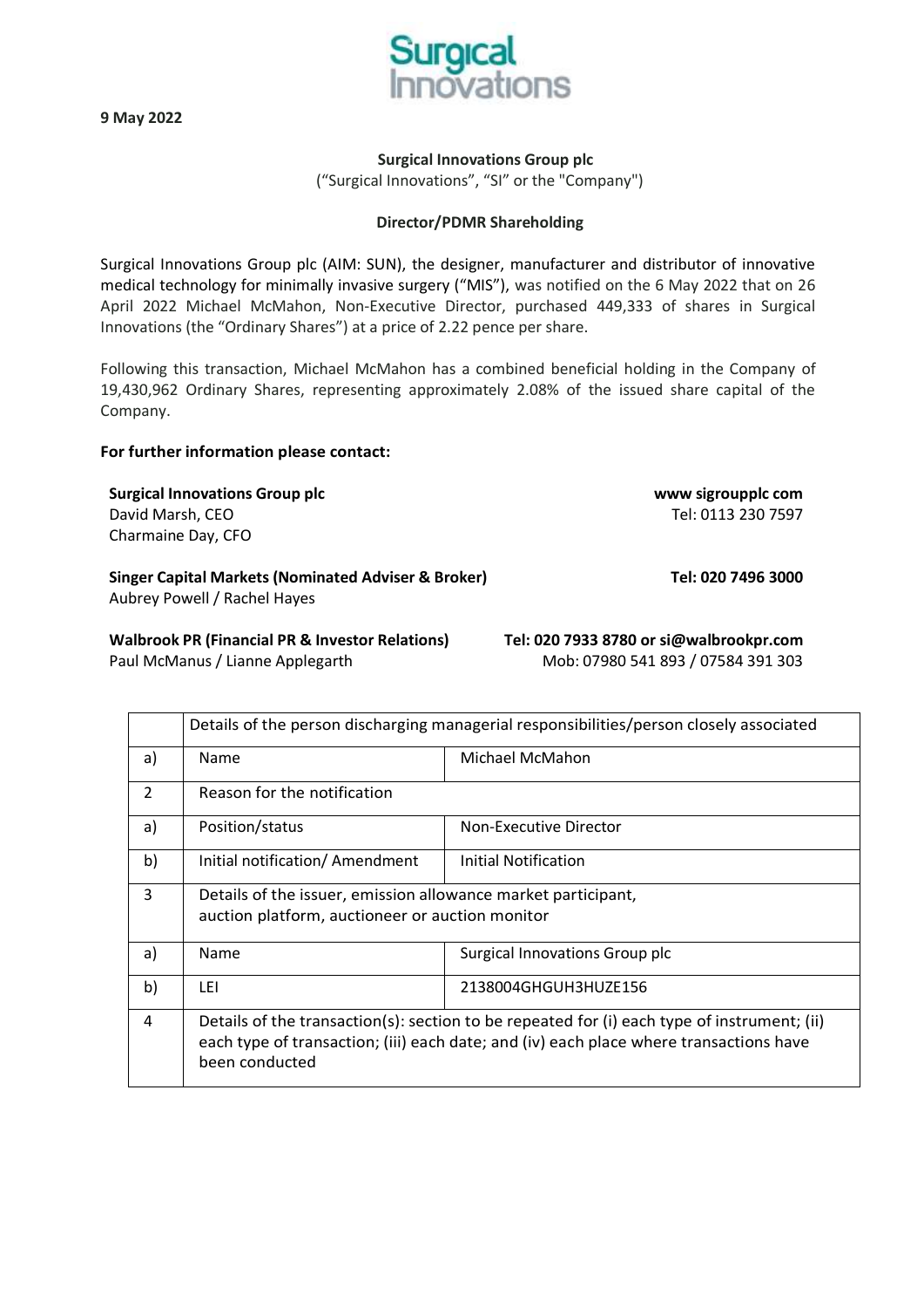9 May 2022

**Surgical Innovations Group plc**

("Surgical Innovations", "SI" or the "Company")

**Director/PDMR Shareholding**

Surgical Innovations Group plc (AIM: SUN), the designer, manufacturer and distributor of innovative medical technology for minimally invasive surgery ("MIS"), was notified on the 6 May 2022 that on 26 April 2022 Michael McMahon, Non-Executive Director, purchased 449,333 of shares in Surgical Innovations (the "Ordinary Shares") at a price of 2.22 pence per share.

Following this transaction, Michael McMahon has a combined beneficial holding in the Company of 19,430,962 Ordinary Shares, representing approximately 2.08% of the issued share capital of the Company.

**For further information please contact:**

**Surgical Innovations Group plc** — **www sigroupplc com**
David Marsh, CEO — Tel: 0113 230 7597
Charmaine Day, CFO

**Singer Capital Markets (Nominated Adviser & Broker)** — **Tel: 020 7496 3000**
Aubrey Powell / Rachel Hayes

**Walbrook PR (Financial PR & Investor Relations)** — **Tel: 020 7933 8780 or si@walbrookpr.com**
Paul McManus / Lianne Applegarth — Mob: 07980 541 893 / 07584 391 303

| | Details of the person discharging managerial responsibilities/person closely associated | |
|---|---|---|
| a) | Name | Michael McMahon |
| 2 | Reason for the notification | |
| a) | Position/status | Non-Executive Director |
| b) | Initial notification/ Amendment | Initial Notification |
| 3 | Details of the issuer, emission allowance market participant, auction platform, auctioneer or auction monitor | |
| a) | Name | Surgical Innovations Group plc |
| b) | LEI | 2138004GHGUH3HUZE156 |
| 4 | Details of the transaction(s): section to be repeated for (i) each type of instrument; (ii) each type of transaction; (iii) each date; and (iv) each place where transactions have been conducted | |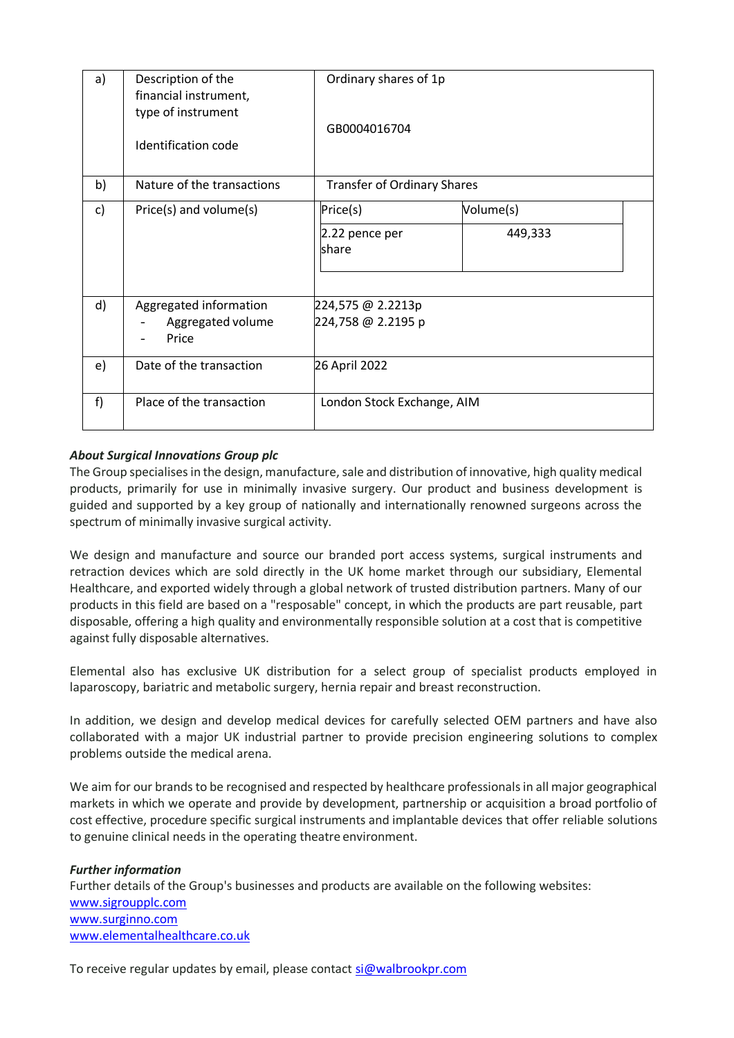| | | | |
|---|---|---|---|
| a) | Description of the financial instrument, type of instrument<br><br>Identification code | Ordinary shares of 1p<br><br>GB0004016704 | |
| b) | Nature of the transactions | Transfer of Ordinary Shares | |
| c) | Price(s) and volume(s) | Price(s): 2.22 pence per share | Volume(s): 449,333 |
| d) | Aggregated information<br>- Aggregated volume<br>- Price | 224,575 @ 2.2213p<br>224,758 @ 2.2195 p | |
| e) | Date of the transaction | 26 April 2022 | |
| f) | Place of the transaction | London Stock Exchange, AIM | |

***About Surgical Innovations Group plc***

The Group specialises in the design, manufacture, sale and distribution of innovative, high quality medical products, primarily for use in minimally invasive surgery. Our product and business development is guided and supported by a key group of nationally and internationally renowned surgeons across the spectrum of minimally invasive surgical activity.

We design and manufacture and source our branded port access systems, surgical instruments and retraction devices which are sold directly in the UK home market through our subsidiary, Elemental Healthcare, and exported widely through a global network of trusted distribution partners. Many of our products in this field are based on a "resposable" concept, in which the products are part reusable, part disposable, offering a high quality and environmentally responsible solution at a cost that is competitive against fully disposable alternatives.

Elemental also has exclusive UK distribution for a select group of specialist products employed in laparoscopy, bariatric and metabolic surgery, hernia repair and breast reconstruction.

In addition, we design and develop medical devices for carefully selected OEM partners and have also collaborated with a major UK industrial partner to provide precision engineering solutions to complex problems outside the medical arena.

We aim for our brands to be recognised and respected by healthcare professionals in all major geographical markets in which we operate and provide by development, partnership or acquisition a broad portfolio of cost effective, procedure specific surgical instruments and implantable devices that offer reliable solutions to genuine clinical needs in the operating theatre environment.

***Further information***

Further details of the Group's businesses and products are available on the following websites:
www.sigroupplc.com
www.surginno.com
www.elementalhealthcare.co.uk

To receive regular updates by email, please contact si@walbrookpr.com